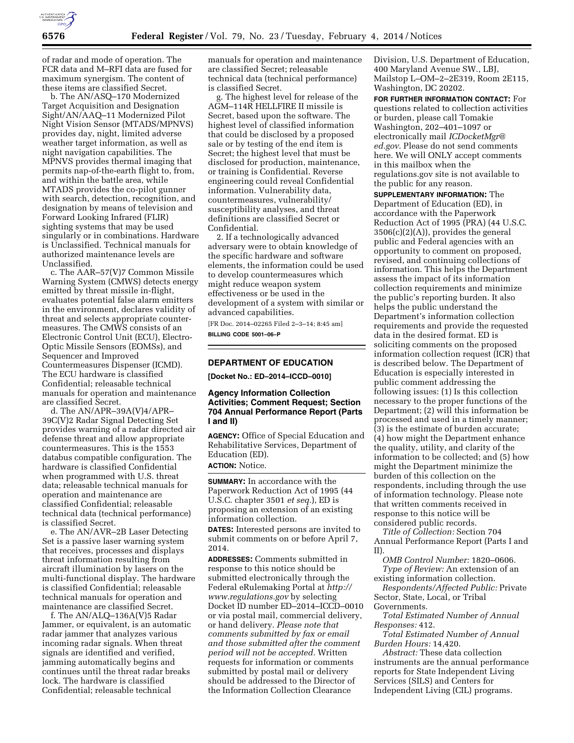of radar and mode of operation. The FCR data and M–RFI data are fused for maximum synergism. The content of these items are classified Secret.

b. The AN/ASQ–170 Modernized Target Acquisition and Designation Sight/AN/AAQ–11 Modernized Pilot Night Vision Sensor (MTADS/MPNVS) provides day, night, limited adverse weather target information, as well as night navigation capabilities. The MPNVS provides thermal imaging that permits nap-of-the-earth flight to, from, and within the battle area, while MTADS provides the co-pilot gunner with search, detection, recognition, and designation by means of television and Forward Looking Infrared (FLIR) sighting systems that may be used singularly or in combinations. Hardware is Unclassified. Technical manuals for authorized maintenance levels are Unclassified.

c. The AAR–57(V)7 Common Missile Warning System (CMWS) detects energy emitted by threat missile in-flight, evaluates potential false alarm emitters in the environment, declares validity of threat and selects appropriate countermeasures. The CMWS consists of an Electronic Control Unit (ECU), Electro-Optic Missile Sensors (EOMSs), and Sequencer and Improved Countermeasures Dispenser (ICMD). The ECU hardware is classified Confidential; releasable technical manuals for operation and maintenance are classified Secret.

d. The AN/APR–39A(V)4/APR–39C(V)2 Radar Signal Detecting Set provides warning of a radar directed air defense threat and allow appropriate countermeasures. This is the 1553 databus compatible configuration. The hardware is classified Confidential when programmed with U.S. threat data; releasable technical manuals for operation and maintenance are classified Confidential; releasable technical data (technical performance) is classified Secret.

e. The AN/AVR–2B Laser Detecting Set is a passive laser warning system that receives, processes and displays threat information resulting from aircraft illumination by lasers on the multi-functional display. The hardware is classified Confidential; releasable technical manuals for operation and maintenance are classified Secret.

f. The AN/ALQ–136A(V)5 Radar Jammer, or equivalent, is an automatic radar jammer that analyzes various incoming radar signals. When threat signals are identified and verified, jamming automatically begins and continues until the threat radar breaks lock. The hardware is classified Confidential; releasable technical manuals for operation and maintenance are classified Secret; releasable technical data (technical performance) is classified Secret.

g. The highest level for release of the AGM–114R HELLFIRE II missile is Secret, based upon the software. The highest level of classified information that could be disclosed by a proposed sale or by testing of the end item is Secret; the highest level that must be disclosed for production, maintenance, or training is Confidential. Reverse engineering could reveal Confidential information. Vulnerability data, countermeasures, vulnerability/susceptibility analyses, and threat definitions are classified Secret or Confidential.

2. If a technologically advanced adversary were to obtain knowledge of the specific hardware and software elements, the information could be used to develop countermeasures which might reduce weapon system effectiveness or be used in the development of a system with similar or advanced capabilities.

[FR Doc. 2014–02265 Filed 2–3–14; 8:45 am]

**BILLING CODE 5001–06–P**

## DEPARTMENT OF EDUCATION

**[Docket No.: ED–2014–ICCD–0010]**

### Agency Information Collection Activities; Comment Request; Section 704 Annual Performance Report (Parts I and II)

**AGENCY:** Office of Special Education and Rehabilitative Services, Department of Education (ED).

**ACTION:** Notice.

**SUMMARY:** In accordance with the Paperwork Reduction Act of 1995 (44 U.S.C. chapter 3501 *et seq.*), ED is proposing an extension of an existing information collection.

**DATES:** Interested persons are invited to submit comments on or before April 7, 2014.

**ADDRESSES:** Comments submitted in response to this notice should be submitted electronically through the Federal eRulemaking Portal at *http://www.regulations.gov* by selecting Docket ID number ED–2014–ICCD–0010 or via postal mail, commercial delivery, or hand delivery. *Please note that comments submitted by fax or email and those submitted after the comment period will not be accepted.* Written requests for information or comments submitted by postal mail or delivery should be addressed to the Director of the Information Collection Clearance Division, U.S. Department of Education, 400 Maryland Avenue SW., LBJ, Mailstop L–OM–2–2E319, Room 2E115, Washington, DC 20202.

**FOR FURTHER INFORMATION CONTACT:** For questions related to collection activities or burden, please call Tomakie Washington, 202–401–1097 or electronically mail *ICDocketMgr@ed.gov*. Please do not send comments here. We will ONLY accept comments in this mailbox when the regulations.gov site is not available to the public for any reason.

**SUPPLEMENTARY INFORMATION:** The Department of Education (ED), in accordance with the Paperwork Reduction Act of 1995 (PRA) (44 U.S.C. 3506(c)(2)(A)), provides the general public and Federal agencies with an opportunity to comment on proposed, revised, and continuing collections of information. This helps the Department assess the impact of its information collection requirements and minimize the public's reporting burden. It also helps the public understand the Department's information collection requirements and provide the requested data in the desired format. ED is soliciting comments on the proposed information collection request (ICR) that is described below. The Department of Education is especially interested in public comment addressing the following issues: (1) Is this collection necessary to the proper functions of the Department; (2) will this information be processed and used in a timely manner; (3) is the estimate of burden accurate; (4) how might the Department enhance the quality, utility, and clarity of the information to be collected; and (5) how might the Department minimize the burden of this collection on the respondents, including through the use of information technology. Please note that written comments received in response to this notice will be considered public records.

*Title of Collection:* Section 704 Annual Performance Report (Parts I and II).

*OMB Control Number:* 1820–0606.

*Type of Review:* An extension of an existing information collection.

*Respondents/Affected Public:* Private Sector, State, Local, or Tribal Governments.

*Total Estimated Number of Annual Responses:* 412.

*Total Estimated Number of Annual Burden Hours:* 14,420.

*Abstract:* These data collection instruments are the annual performance reports for State Independent Living Services (SILS) and Centers for Independent Living (CIL) programs.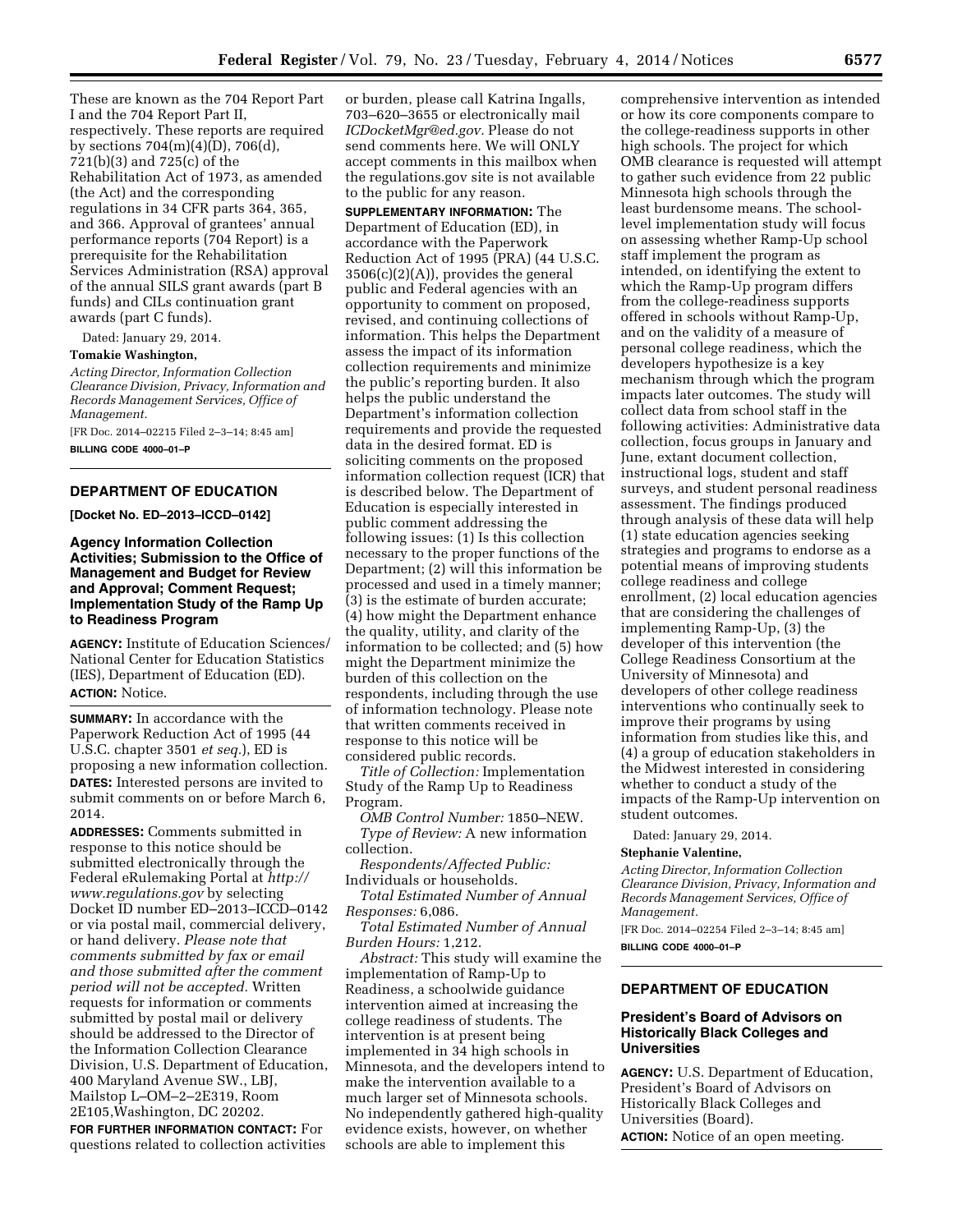These are known as the 704 Report Part I and the 704 Report Part II, respectively. These reports are required by sections 704(m)(4)(D), 706(d), 721(b)(3) and 725(c) of the Rehabilitation Act of 1973, as amended (the Act) and the corresponding regulations in 34 CFR parts 364, 365, and 366. Approval of grantees' annual performance reports (704 Report) is a prerequisite for the Rehabilitation Services Administration (RSA) approval of the annual SILS grant awards (part B funds) and CILs continuation grant awards (part C funds).

Dated: January 29, 2014.

**Tomakie Washington,**

*Acting Director, Information Collection Clearance Division, Privacy, Information and Records Management Services, Office of Management.*

[FR Doc. 2014–02215 Filed 2–3–14; 8:45 am]

**BILLING CODE 4000–01–P**

## DEPARTMENT OF EDUCATION

**[Docket No. ED–2013–ICCD–0142]**

### Agency Information Collection Activities; Submission to the Office of Management and Budget for Review and Approval; Comment Request; Implementation Study of the Ramp Up to Readiness Program

**AGENCY:** Institute of Education Sciences/ National Center for Education Statistics (IES), Department of Education (ED).

**ACTION:** Notice.

**SUMMARY:** In accordance with the Paperwork Reduction Act of 1995 (44 U.S.C. chapter 3501 *et seq.*), ED is proposing a new information collection.

**DATES:** Interested persons are invited to submit comments on or before March 6, 2014.

**ADDRESSES:** Comments submitted in response to this notice should be submitted electronically through the Federal eRulemaking Portal at *http://www.regulations.gov* by selecting Docket ID number ED–2013–ICCD–0142 or via postal mail, commercial delivery, or hand delivery. *Please note that comments submitted by fax or email and those submitted after the comment period will not be accepted.* Written requests for information or comments submitted by postal mail or delivery should be addressed to the Director of the Information Collection Clearance Division, U.S. Department of Education, 400 Maryland Avenue SW., LBJ, Mailstop L–OM–2–2E319, Room 2E105,Washington, DC 20202.

**FOR FURTHER INFORMATION CONTACT:** For questions related to collection activities or burden, please call Katrina Ingalls, 703–620–3655 or electronically mail *ICDocketMgr@ed.gov.* Please do not send comments here. We will ONLY accept comments in this mailbox when the regulations.gov site is not available to the public for any reason.

**SUPPLEMENTARY INFORMATION:** The Department of Education (ED), in accordance with the Paperwork Reduction Act of 1995 (PRA) (44 U.S.C. 3506(c)(2)(A)), provides the general public and Federal agencies with an opportunity to comment on proposed, revised, and continuing collections of information. This helps the Department assess the impact of its information collection requirements and minimize the public's reporting burden. It also helps the public understand the Department's information collection requirements and provide the requested data in the desired format. ED is soliciting comments on the proposed information collection request (ICR) that is described below. The Department of Education is especially interested in public comment addressing the following issues: (1) Is this collection necessary to the proper functions of the Department; (2) will this information be processed and used in a timely manner; (3) is the estimate of burden accurate; (4) how might the Department enhance the quality, utility, and clarity of the information to be collected; and (5) how might the Department minimize the burden of this collection on the respondents, including through the use of information technology. Please note that written comments received in response to this notice will be considered public records.

*Title of Collection:* Implementation Study of the Ramp Up to Readiness Program.

*OMB Control Number:* 1850–NEW.

*Type of Review:* A new information collection.

*Respondents/Affected Public:* Individuals or households.

*Total Estimated Number of Annual Responses:* 6,086.

*Total Estimated Number of Annual Burden Hours:* 1,212.

*Abstract:* This study will examine the implementation of Ramp-Up to Readiness, a schoolwide guidance intervention aimed at increasing the college readiness of students. The intervention is at present being implemented in 34 high schools in Minnesota, and the developers intend to make the intervention available to a much larger set of Minnesota schools. No independently gathered high-quality evidence exists, however, on whether schools are able to implement this comprehensive intervention as intended or how its core components compare to the college-readiness supports in other high schools. The project for which OMB clearance is requested will attempt to gather such evidence from 22 public Minnesota high schools through the least burdensome means. The school-level implementation study will focus on assessing whether Ramp-Up school staff implement the program as intended, on identifying the extent to which the Ramp-Up program differs from the college-readiness supports offered in schools without Ramp-Up, and on the validity of a measure of personal college readiness, which the developers hypothesize is a key mechanism through which the program impacts later outcomes. The study will collect data from school staff in the following activities: Administrative data collection, focus groups in January and June, extant document collection, instructional logs, student and staff surveys, and student personal readiness assessment. The findings produced through analysis of these data will help (1) state education agencies seeking strategies and programs to endorse as a potential means of improving students college readiness and college enrollment, (2) local education agencies that are considering the challenges of implementing Ramp-Up, (3) the developer of this intervention (the College Readiness Consortium at the University of Minnesota) and developers of other college readiness interventions who continually seek to improve their programs by using information from studies like this, and (4) a group of education stakeholders in the Midwest interested in considering whether to conduct a study of the impacts of the Ramp-Up intervention on student outcomes.

Dated: January 29, 2014.

**Stephanie Valentine,**

*Acting Director, Information Collection Clearance Division, Privacy, Information and Records Management Services, Office of Management.*

[FR Doc. 2014–02254 Filed 2–3–14; 8:45 am]

**BILLING CODE 4000–01–P**

## DEPARTMENT OF EDUCATION

### President's Board of Advisors on Historically Black Colleges and Universities

**AGENCY:** U.S. Department of Education, President's Board of Advisors on Historically Black Colleges and Universities (Board).

**ACTION:** Notice of an open meeting.